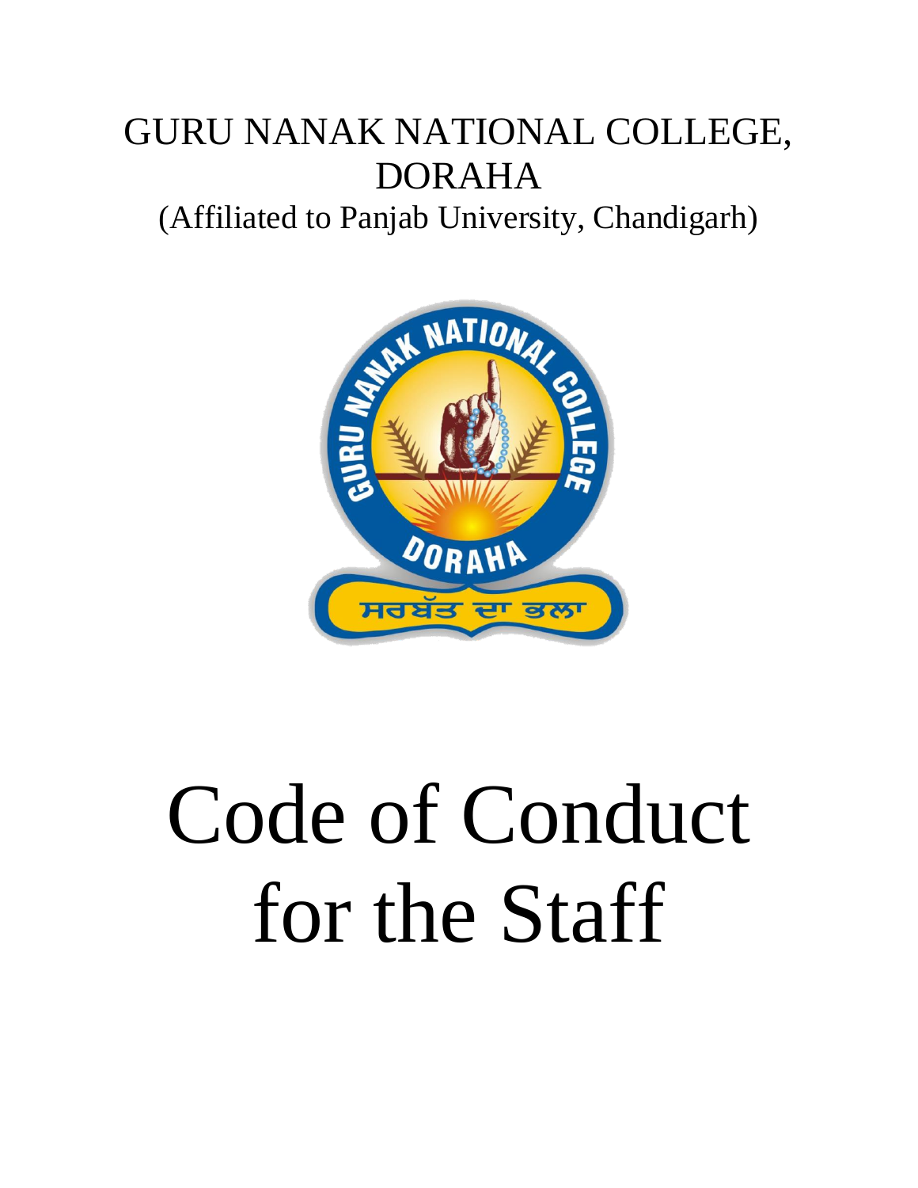GURU NANAK NATIONAL COLLEGE, DORAHA

(Affiliated to Panjab University, Chandigarh)

# Code of Conduct for the Staff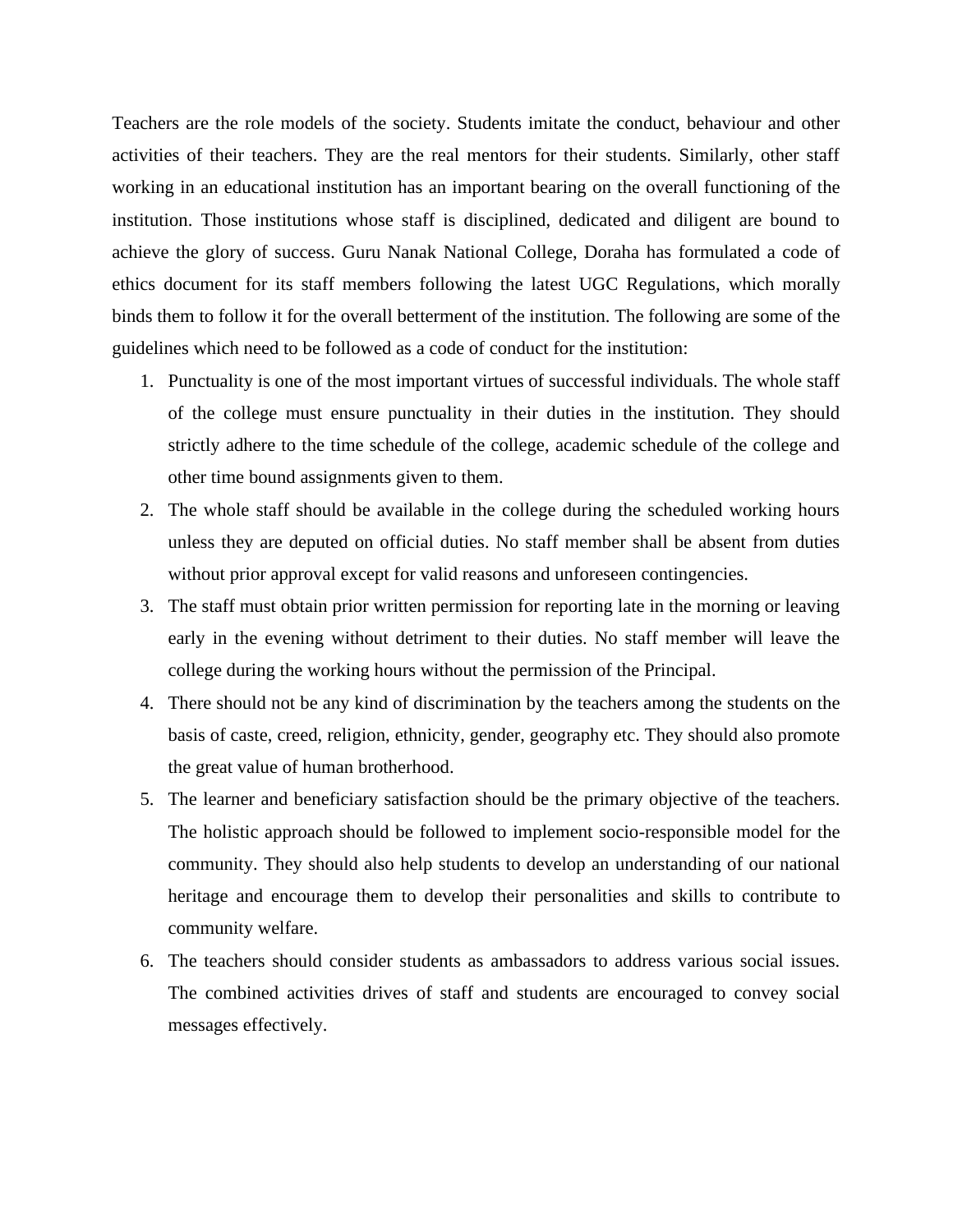Teachers are the role models of the society. Students imitate the conduct, behaviour and other activities of their teachers. They are the real mentors for their students. Similarly, other staff working in an educational institution has an important bearing on the overall functioning of the institution. Those institutions whose staff is disciplined, dedicated and diligent are bound to achieve the glory of success. Guru Nanak National College, Doraha has formulated a code of ethics document for its staff members following the latest UGC Regulations, which morally binds them to follow it for the overall betterment of the institution. The following are some of the guidelines which need to be followed as a code of conduct for the institution:

1. Punctuality is one of the most important virtues of successful individuals. The whole staff of the college must ensure punctuality in their duties in the institution. They should strictly adhere to the time schedule of the college, academic schedule of the college and other time bound assignments given to them.
2. The whole staff should be available in the college during the scheduled working hours unless they are deputed on official duties. No staff member shall be absent from duties without prior approval except for valid reasons and unforeseen contingencies.
3. The staff must obtain prior written permission for reporting late in the morning or leaving early in the evening without detriment to their duties. No staff member will leave the college during the working hours without the permission of the Principal.
4. There should not be any kind of discrimination by the teachers among the students on the basis of caste, creed, religion, ethnicity, gender, geography etc. They should also promote the great value of human brotherhood.
5. The learner and beneficiary satisfaction should be the primary objective of the teachers. The holistic approach should be followed to implement socio-responsible model for the community. They should also help students to develop an understanding of our national heritage and encourage them to develop their personalities and skills to contribute to community welfare.
6. The teachers should consider students as ambassadors to address various social issues. The combined activities drives of staff and students are encouraged to convey social messages effectively.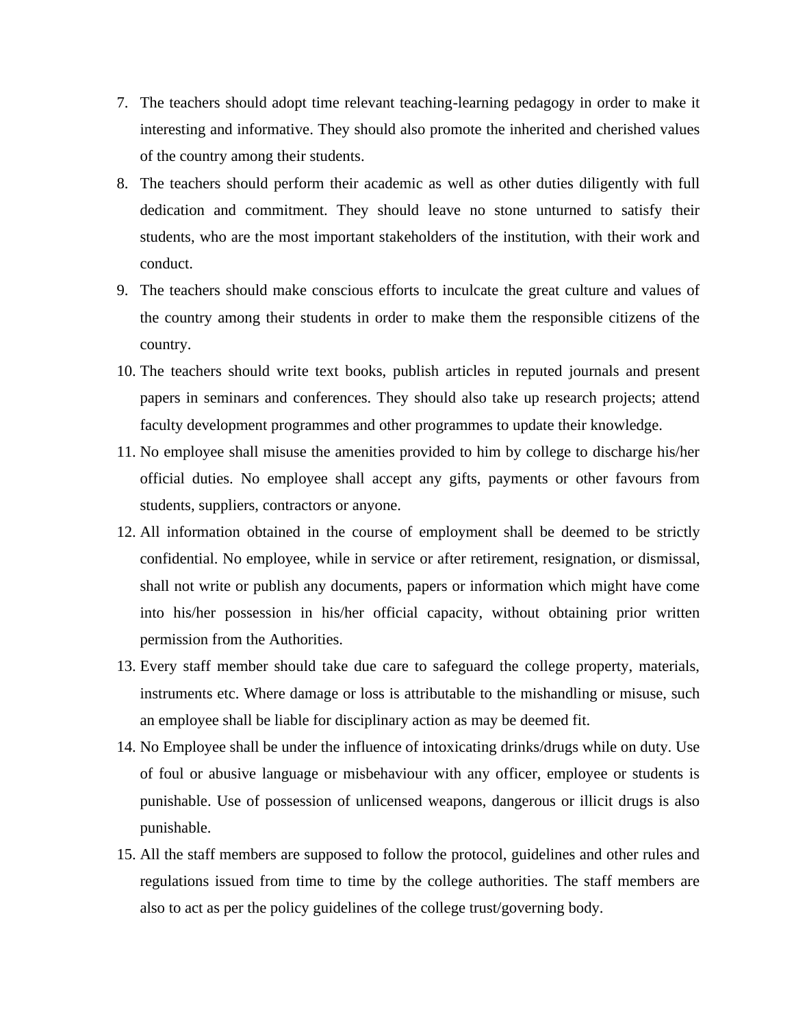7. The teachers should adopt time relevant teaching-learning pedagogy in order to make it interesting and informative. They should also promote the inherited and cherished values of the country among their students.
8. The teachers should perform their academic as well as other duties diligently with full dedication and commitment. They should leave no stone unturned to satisfy their students, who are the most important stakeholders of the institution, with their work and conduct.
9. The teachers should make conscious efforts to inculcate the great culture and values of the country among their students in order to make them the responsible citizens of the country.
10. The teachers should write text books, publish articles in reputed journals and present papers in seminars and conferences. They should also take up research projects; attend faculty development programmes and other programmes to update their knowledge.
11. No employee shall misuse the amenities provided to him by college to discharge his/her official duties. No employee shall accept any gifts, payments or other favours from students, suppliers, contractors or anyone.
12. All information obtained in the course of employment shall be deemed to be strictly confidential. No employee, while in service or after retirement, resignation, or dismissal, shall not write or publish any documents, papers or information which might have come into his/her possession in his/her official capacity, without obtaining prior written permission from the Authorities.
13. Every staff member should take due care to safeguard the college property, materials, instruments etc. Where damage or loss is attributable to the mishandling or misuse, such an employee shall be liable for disciplinary action as may be deemed fit.
14. No Employee shall be under the influence of intoxicating drinks/drugs while on duty. Use of foul or abusive language or misbehaviour with any officer, employee or students is punishable. Use of possession of unlicensed weapons, dangerous or illicit drugs is also punishable.
15. All the staff members are supposed to follow the protocol, guidelines and other rules and regulations issued from time to time by the college authorities. The staff members are also to act as per the policy guidelines of the college trust/governing body.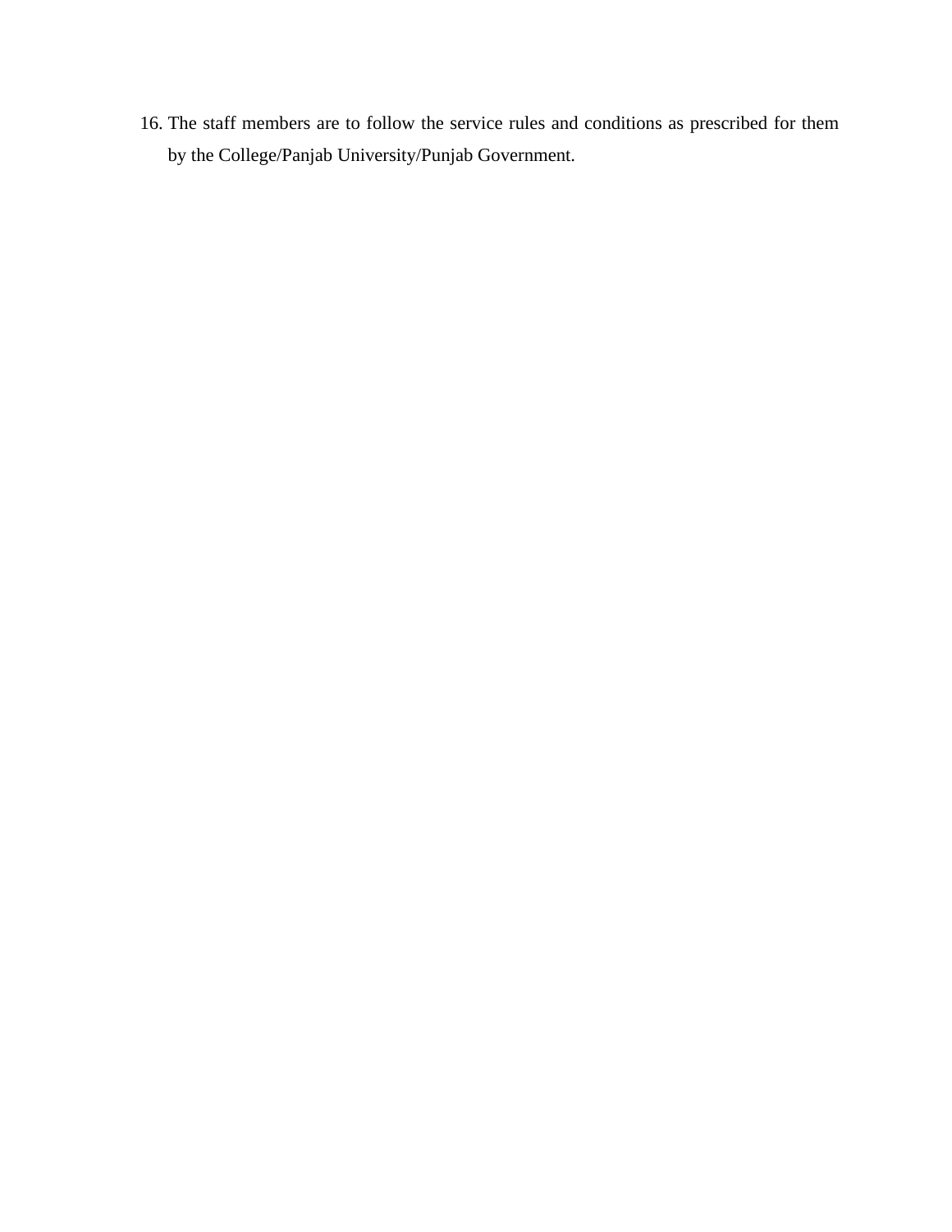16. The staff members are to follow the service rules and conditions as prescribed for them by the College/Panjab University/Punjab Government.